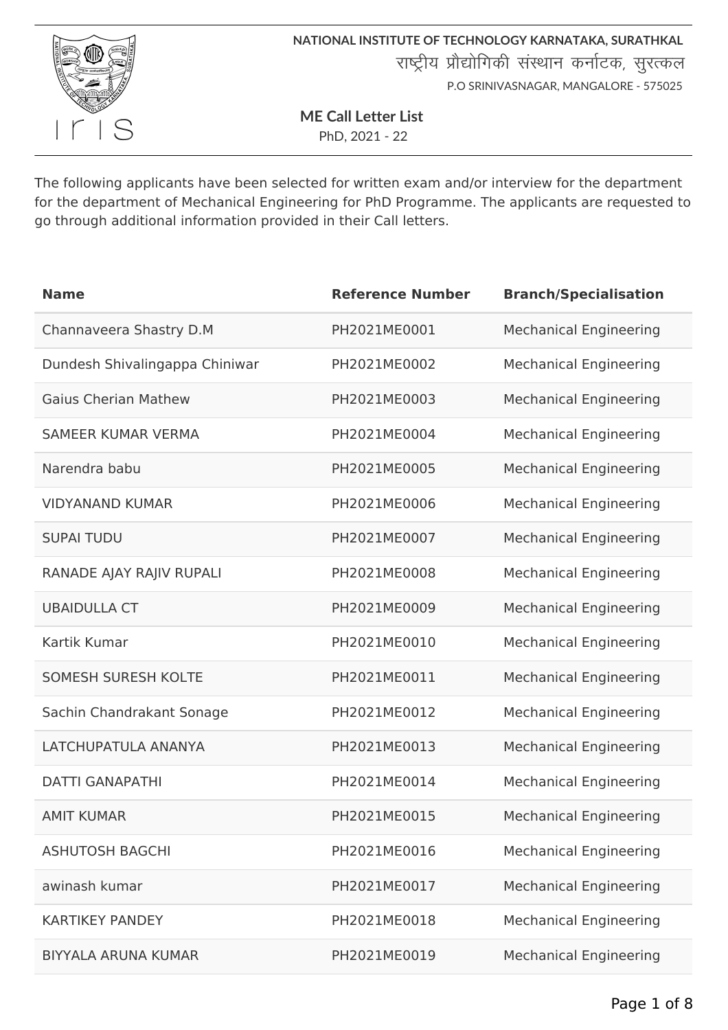**NATIONAL INSTITUTE OF TECHNOLOGY KARNATAKA, SURATHKAL**

राष्ट्रीय प्रौद्योगिकी संस्थान कर्नाटक, सुरत्कल

P.O SRINIVASNAGAR, MANGALORE - 575025

## ME Call Letter List

PhD, 2021 - 22

The following applicants have been selected for written exam and/or interview for the department for the department of Mechanical Engineering for PhD Programme. The applicants are requested to go through additional information provided in their Call letters.

| Name | Reference Number | Branch/Specialisation |
|---|---|---|
| Channaveera Shastry D.M | PH2021ME0001 | Mechanical Engineering |
| Dundesh Shivalingappa Chiniwar | PH2021ME0002 | Mechanical Engineering |
| Gaius Cherian Mathew | PH2021ME0003 | Mechanical Engineering |
| SAMEER KUMAR VERMA | PH2021ME0004 | Mechanical Engineering |
| Narendra babu | PH2021ME0005 | Mechanical Engineering |
| VIDYANAND KUMAR | PH2021ME0006 | Mechanical Engineering |
| SUPAI TUDU | PH2021ME0007 | Mechanical Engineering |
| RANADE AJAY RAJIV RUPALI | PH2021ME0008 | Mechanical Engineering |
| UBAIDULLA CT | PH2021ME0009 | Mechanical Engineering |
| Kartik Kumar | PH2021ME0010 | Mechanical Engineering |
| SOMESH SURESH KOLTE | PH2021ME0011 | Mechanical Engineering |
| Sachin Chandrakant Sonage | PH2021ME0012 | Mechanical Engineering |
| LATCHUPATULA ANANYA | PH2021ME0013 | Mechanical Engineering |
| DATTI GANAPATHI | PH2021ME0014 | Mechanical Engineering |
| AMIT KUMAR | PH2021ME0015 | Mechanical Engineering |
| ASHUTOSH BAGCHI | PH2021ME0016 | Mechanical Engineering |
| awinash kumar | PH2021ME0017 | Mechanical Engineering |
| KARTIKEY PANDEY | PH2021ME0018 | Mechanical Engineering |
| BIYYALA ARUNA KUMAR | PH2021ME0019 | Mechanical Engineering |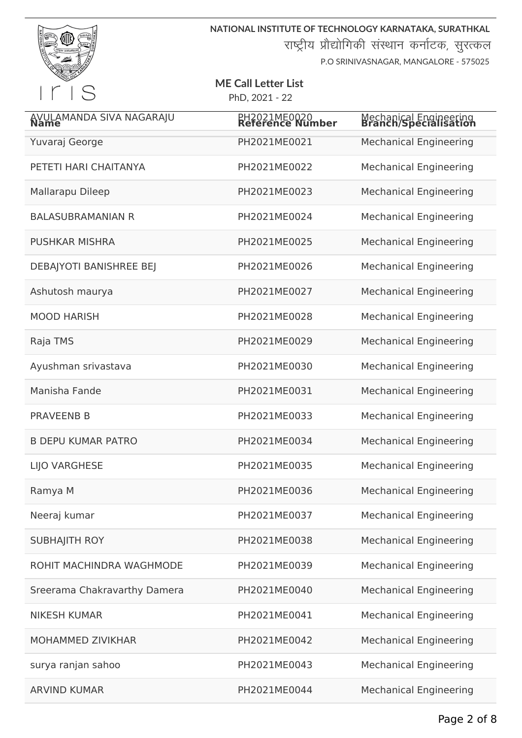NATIONAL INSTITUTE OF TECHNOLOGY KARNATAKA, SURATHKAL

राष्ट्रीय प्रौद्योगिकी संस्थान कर्नाटक, सुरत्कल

P.O SRINIVASNAGAR, MANGALORE - 575025

**ME Call Letter List**

PhD, 2021 - 22

| Name | Reference Number | Branch/Specialisation |
|---|---|---|
| AVULAMANDA SIVA NAGARAJU | PH2021ME0020 | Mechanical Engineering |
| Yuvaraj George | PH2021ME0021 | Mechanical Engineering |
| PETETI HARI CHAITANYA | PH2021ME0022 | Mechanical Engineering |
| Mallarapu Dileep | PH2021ME0023 | Mechanical Engineering |
| BALASUBRAMANIAN R | PH2021ME0024 | Mechanical Engineering |
| PUSHKAR MISHRA | PH2021ME0025 | Mechanical Engineering |
| DEBAJYOTI BANISHREE BEJ | PH2021ME0026 | Mechanical Engineering |
| Ashutosh maurya | PH2021ME0027 | Mechanical Engineering |
| MOOD HARISH | PH2021ME0028 | Mechanical Engineering |
| Raja TMS | PH2021ME0029 | Mechanical Engineering |
| Ayushman srivastava | PH2021ME0030 | Mechanical Engineering |
| Manisha Fande | PH2021ME0031 | Mechanical Engineering |
| PRAVEENB B | PH2021ME0033 | Mechanical Engineering |
| B DEPU KUMAR PATRO | PH2021ME0034 | Mechanical Engineering |
| LIJO VARGHESE | PH2021ME0035 | Mechanical Engineering |
| Ramya M | PH2021ME0036 | Mechanical Engineering |
| Neeraj kumar | PH2021ME0037 | Mechanical Engineering |
| SUBHAJITH ROY | PH2021ME0038 | Mechanical Engineering |
| ROHIT MACHINDRA WAGHMODE | PH2021ME0039 | Mechanical Engineering |
| Sreerama Chakravarthy Damera | PH2021ME0040 | Mechanical Engineering |
| NIKESH KUMAR | PH2021ME0041 | Mechanical Engineering |
| MOHAMMED ZIVIKHAR | PH2021ME0042 | Mechanical Engineering |
| surya ranjan sahoo | PH2021ME0043 | Mechanical Engineering |
| ARVIND KUMAR | PH2021ME0044 | Mechanical Engineering |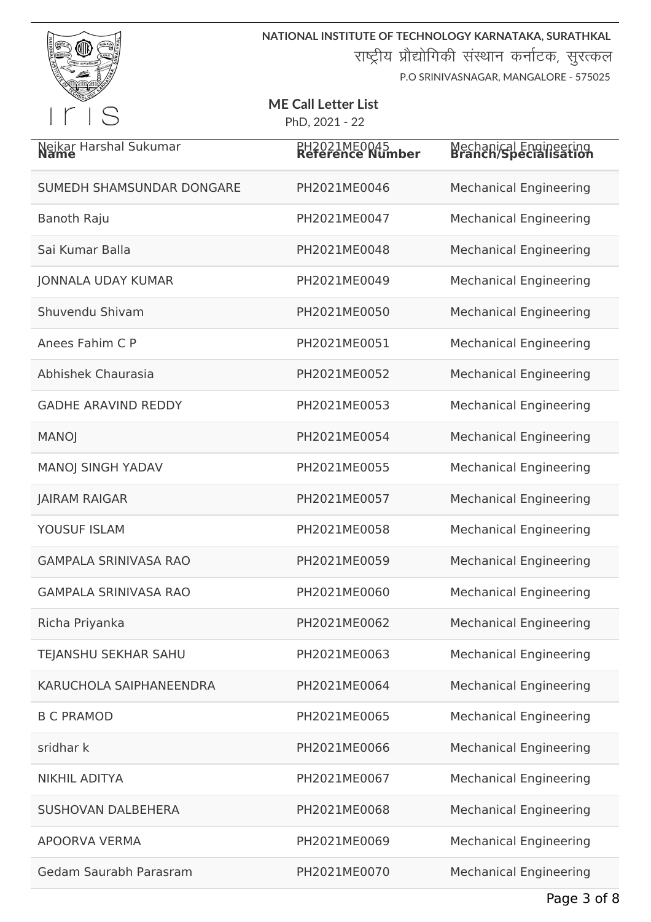NATIONAL INSTITUTE OF TECHNOLOGY KARNATAKA, SURATHKAL

राष्ट्रीय प्रौद्योगिकी संस्थान कर्नाटक, सुरत्कल

P.O SRINIVASNAGAR, MANGALORE - 575025

## ME Call Letter List

PhD, 2021 - 22

| Name | Reference Number | Branch/Specialisation |
|---|---|---|
| Nejkar Harshal Sukumar | PH2021ME0045 | Mechanical Engineering |
| SUMEDH SHAMSUNDAR DONGARE | PH2021ME0046 | Mechanical Engineering |
| Banoth Raju | PH2021ME0047 | Mechanical Engineering |
| Sai Kumar Balla | PH2021ME0048 | Mechanical Engineering |
| JONNALA UDAY KUMAR | PH2021ME0049 | Mechanical Engineering |
| Shuvendu Shivam | PH2021ME0050 | Mechanical Engineering |
| Anees Fahim C P | PH2021ME0051 | Mechanical Engineering |
| Abhishek Chaurasia | PH2021ME0052 | Mechanical Engineering |
| GADHE ARAVIND REDDY | PH2021ME0053 | Mechanical Engineering |
| MANOJ | PH2021ME0054 | Mechanical Engineering |
| MANOJ SINGH YADAV | PH2021ME0055 | Mechanical Engineering |
| JAIRAM RAIGAR | PH2021ME0057 | Mechanical Engineering |
| YOUSUF ISLAM | PH2021ME0058 | Mechanical Engineering |
| GAMPALA SRINIVASA RAO | PH2021ME0059 | Mechanical Engineering |
| GAMPALA SRINIVASA RAO | PH2021ME0060 | Mechanical Engineering |
| Richa Priyanka | PH2021ME0062 | Mechanical Engineering |
| TEJANSHU SEKHAR SAHU | PH2021ME0063 | Mechanical Engineering |
| KARUCHOLA SAIPHANEENDRA | PH2021ME0064 | Mechanical Engineering |
| B C PRAMOD | PH2021ME0065 | Mechanical Engineering |
| sridhar k | PH2021ME0066 | Mechanical Engineering |
| NIKHIL ADITYA | PH2021ME0067 | Mechanical Engineering |
| SUSHOVAN DALBEHERA | PH2021ME0068 | Mechanical Engineering |
| APOORVA VERMA | PH2021ME0069 | Mechanical Engineering |
| Gedam Saurabh Parasram | PH2021ME0070 | Mechanical Engineering |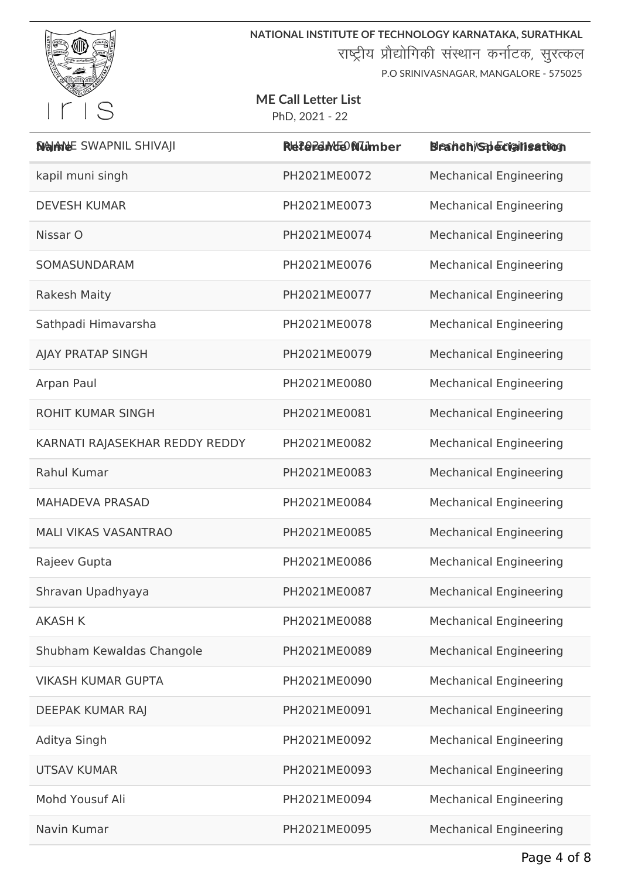**NATIONAL INSTITUTE OF TECHNOLOGY KARNATAKA, SURATHKAL**

राष्ट्रीय प्रौद्योगिकी संस्थान कर्नाटक, सुरत्कल

P.O SRINIVASNAGAR, MANGALORE - 575025

**ME Call Letter List**

PhD, 2021 - 22

| Name | Reference Number | Branch/Specialisation |
|---|---|---|
| SAJANE SWAPNIL SHIVAJI | PH2021ME0071 | Mechanical Engineering |
| kapil muni singh | PH2021ME0072 | Mechanical Engineering |
| DEVESH KUMAR | PH2021ME0073 | Mechanical Engineering |
| Nissar O | PH2021ME0074 | Mechanical Engineering |
| SOMASUNDARAM | PH2021ME0076 | Mechanical Engineering |
| Rakesh Maity | PH2021ME0077 | Mechanical Engineering |
| Sathpadi Himavarsha | PH2021ME0078 | Mechanical Engineering |
| AJAY PRATAP SINGH | PH2021ME0079 | Mechanical Engineering |
| Arpan Paul | PH2021ME0080 | Mechanical Engineering |
| ROHIT KUMAR SINGH | PH2021ME0081 | Mechanical Engineering |
| KARNATI RAJASEKHAR REDDY REDDY | PH2021ME0082 | Mechanical Engineering |
| Rahul Kumar | PH2021ME0083 | Mechanical Engineering |
| MAHADEVA PRASAD | PH2021ME0084 | Mechanical Engineering |
| MALI VIKAS VASANTRAO | PH2021ME0085 | Mechanical Engineering |
| Rajeev Gupta | PH2021ME0086 | Mechanical Engineering |
| Shravan Upadhyaya | PH2021ME0087 | Mechanical Engineering |
| AKASH K | PH2021ME0088 | Mechanical Engineering |
| Shubham Kewaldas Changole | PH2021ME0089 | Mechanical Engineering |
| VIKASH KUMAR GUPTA | PH2021ME0090 | Mechanical Engineering |
| DEEPAK KUMAR RAJ | PH2021ME0091 | Mechanical Engineering |
| Aditya Singh | PH2021ME0092 | Mechanical Engineering |
| UTSAV KUMAR | PH2021ME0093 | Mechanical Engineering |
| Mohd Yousuf Ali | PH2021ME0094 | Mechanical Engineering |
| Navin Kumar | PH2021ME0095 | Mechanical Engineering |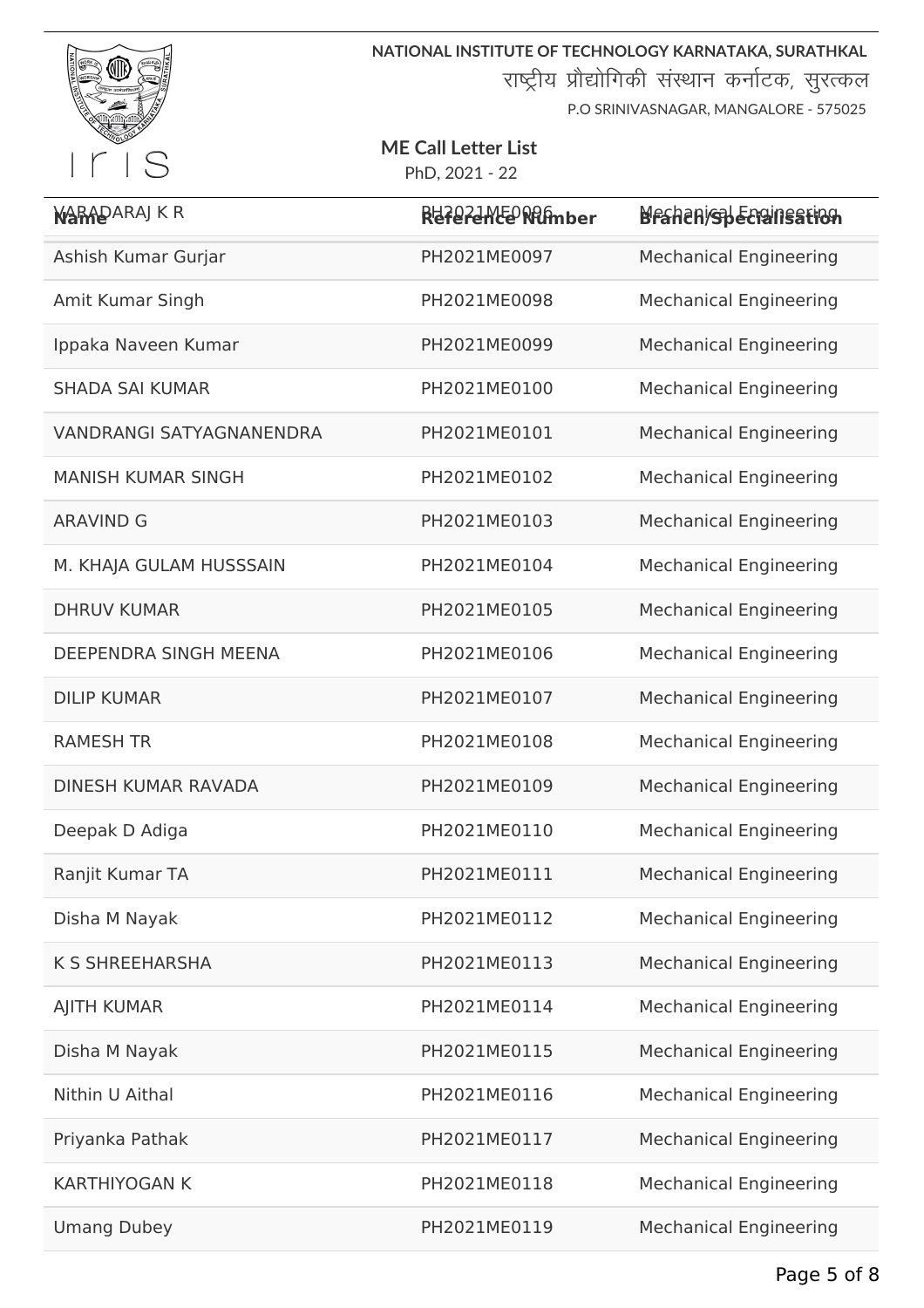NATIONAL INSTITUTE OF TECHNOLOGY KARNATAKA, SURATHKAL

राष्ट्रीय प्रौद्योगिकी संस्थान कर्नाटक, सुरत्कल

P.O SRINIVASNAGAR, MANGALORE - 575025

## ME Call Letter List

PhD, 2021 - 22

| Name | Reference Number | Branch/Specialisation |
|---|---|---|
| VARADARAJ K R | PH2021ME0096 | Mechanical Engineering |
| Ashish Kumar Gurjar | PH2021ME0097 | Mechanical Engineering |
| Amit Kumar Singh | PH2021ME0098 | Mechanical Engineering |
| Ippaka Naveen Kumar | PH2021ME0099 | Mechanical Engineering |
| SHADA SAI KUMAR | PH2021ME0100 | Mechanical Engineering |
| VANDRANGI SATYAGNANENDRA | PH2021ME0101 | Mechanical Engineering |
| MANISH KUMAR SINGH | PH2021ME0102 | Mechanical Engineering |
| ARAVIND G | PH2021ME0103 | Mechanical Engineering |
| M. KHAJA GULAM HUSSSAIN | PH2021ME0104 | Mechanical Engineering |
| DHRUV KUMAR | PH2021ME0105 | Mechanical Engineering |
| DEEPENDRA SINGH MEENA | PH2021ME0106 | Mechanical Engineering |
| DILIP KUMAR | PH2021ME0107 | Mechanical Engineering |
| RAMESH TR | PH2021ME0108 | Mechanical Engineering |
| DINESH KUMAR RAVADA | PH2021ME0109 | Mechanical Engineering |
| Deepak D Adiga | PH2021ME0110 | Mechanical Engineering |
| Ranjit Kumar TA | PH2021ME0111 | Mechanical Engineering |
| Disha M Nayak | PH2021ME0112 | Mechanical Engineering |
| K S SHREEHARSHA | PH2021ME0113 | Mechanical Engineering |
| AJITH KUMAR | PH2021ME0114 | Mechanical Engineering |
| Disha M Nayak | PH2021ME0115 | Mechanical Engineering |
| Nithin U Aithal | PH2021ME0116 | Mechanical Engineering |
| Priyanka Pathak | PH2021ME0117 | Mechanical Engineering |
| KARTHIYOGAN K | PH2021ME0118 | Mechanical Engineering |
| Umang Dubey | PH2021ME0119 | Mechanical Engineering |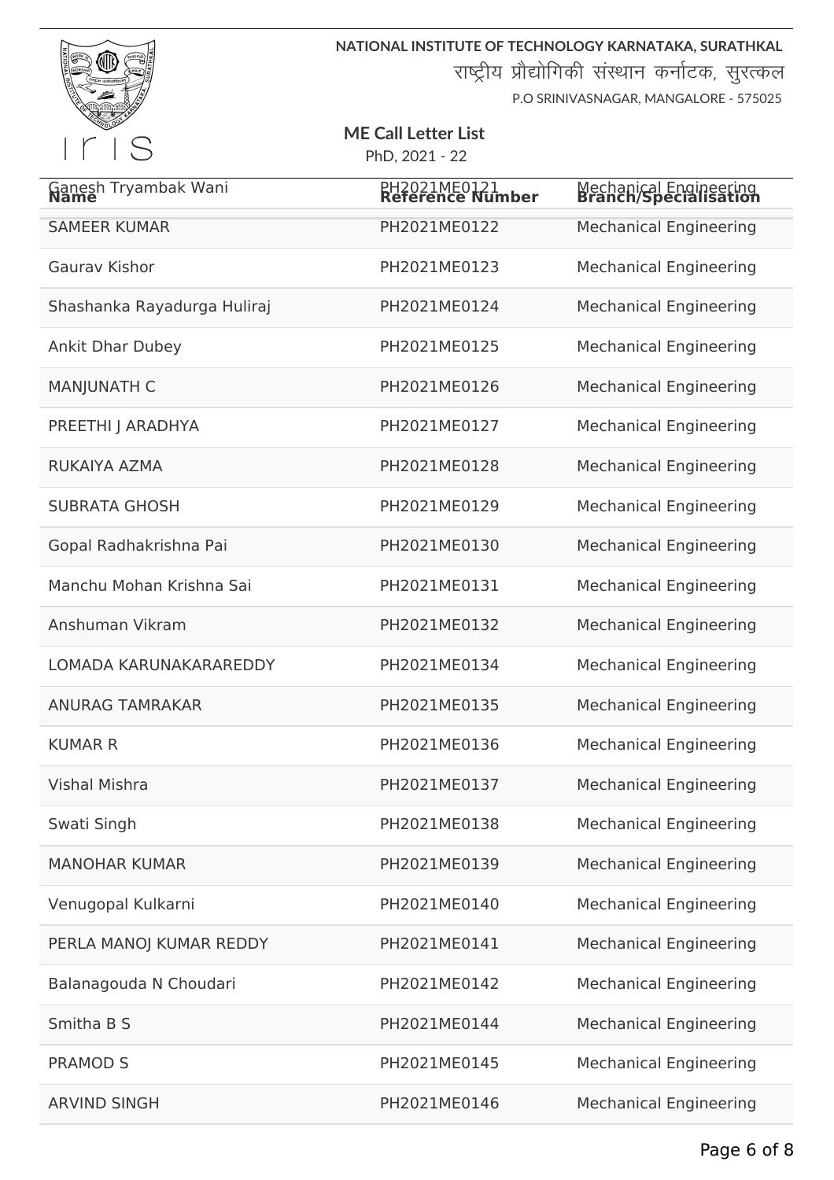NATIONAL INSTITUTE OF TECHNOLOGY KARNATAKA, SURATHKAL

राष्ट्रीय प्रौद्योगिकी संस्थान कर्नाटक, सुरत्कल

P.O SRINIVASNAGAR, MANGALORE - 575025

**ME Call Letter List**

PhD, 2021 - 22

| Name | Reference Number | Branch/Specialisation |
|---|---|---|
| Ganesh Tryambak Wani | PH2021ME0121 | Mechanical Engineering |
| SAMEER KUMAR | PH2021ME0122 | Mechanical Engineering |
| Gaurav Kishor | PH2021ME0123 | Mechanical Engineering |
| Shashanka Rayadurga Huliraj | PH2021ME0124 | Mechanical Engineering |
| Ankit Dhar Dubey | PH2021ME0125 | Mechanical Engineering |
| MANJUNATH C | PH2021ME0126 | Mechanical Engineering |
| PREETHI J ARADHYA | PH2021ME0127 | Mechanical Engineering |
| RUKAIYA AZMA | PH2021ME0128 | Mechanical Engineering |
| SUBRATA GHOSH | PH2021ME0129 | Mechanical Engineering |
| Gopal Radhakrishna Pai | PH2021ME0130 | Mechanical Engineering |
| Manchu Mohan Krishna Sai | PH2021ME0131 | Mechanical Engineering |
| Anshuman Vikram | PH2021ME0132 | Mechanical Engineering |
| LOMADA KARUNAKARAREDDY | PH2021ME0134 | Mechanical Engineering |
| ANURAG TAMRAKAR | PH2021ME0135 | Mechanical Engineering |
| KUMAR R | PH2021ME0136 | Mechanical Engineering |
| Vishal Mishra | PH2021ME0137 | Mechanical Engineering |
| Swati Singh | PH2021ME0138 | Mechanical Engineering |
| MANOHAR KUMAR | PH2021ME0139 | Mechanical Engineering |
| Venugopal Kulkarni | PH2021ME0140 | Mechanical Engineering |
| PERLA MANOJ KUMAR REDDY | PH2021ME0141 | Mechanical Engineering |
| Balanagouda N Choudari | PH2021ME0142 | Mechanical Engineering |
| Smitha B S | PH2021ME0144 | Mechanical Engineering |
| PRAMOD S | PH2021ME0145 | Mechanical Engineering |
| ARVIND SINGH | PH2021ME0146 | Mechanical Engineering |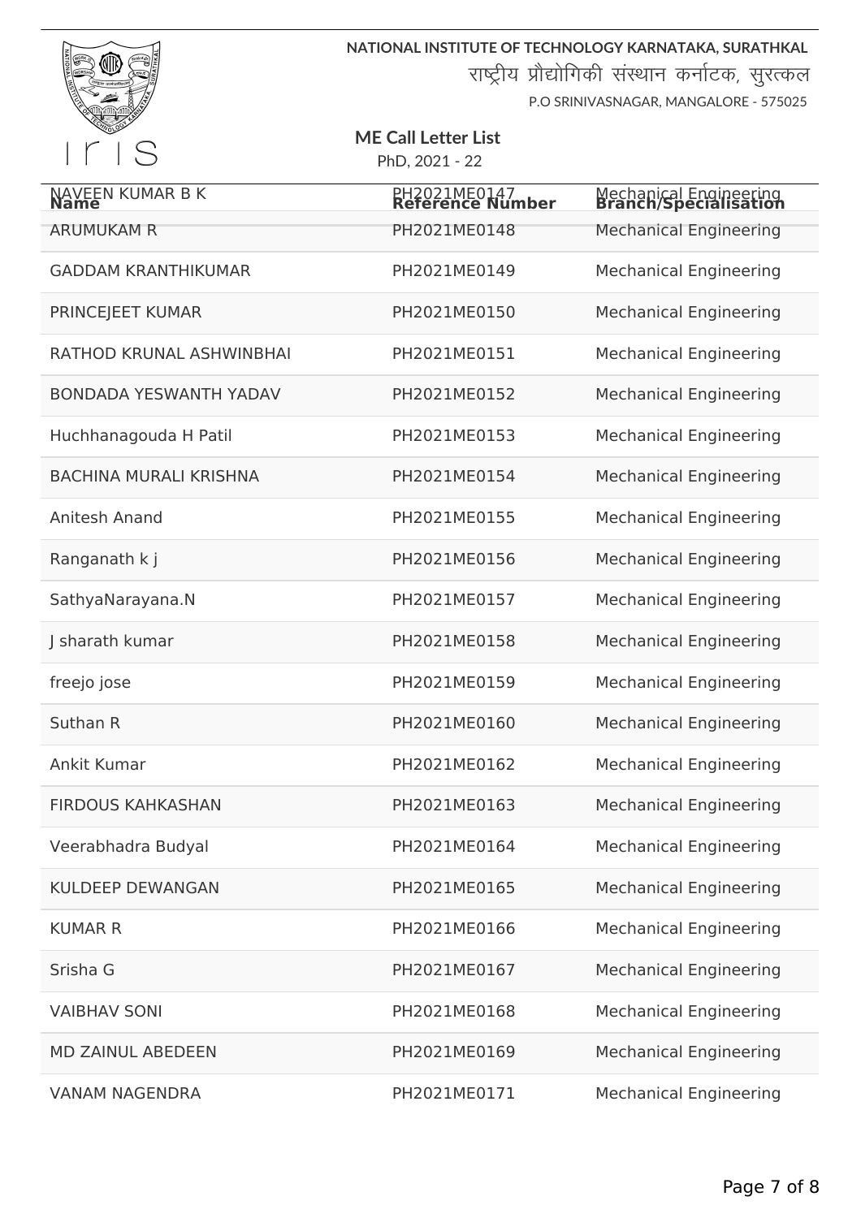NATIONAL INSTITUTE OF TECHNOLOGY KARNATAKA, SURATHKAL

राष्ट्रीय प्रौद्योगिकी संस्थान कर्नाटक, सुरत्कल

P.O SRINIVASNAGAR, MANGALORE - 575025

## ME Call Letter List

PhD, 2021 - 22

| Name | Reference Number | Branch/Specialisation |
|---|---|---|
| NAVEEN KUMAR B K | PH2021ME0147 | Mechanical Engineering |
| ARUMUKAM R | PH2021ME0148 | Mechanical Engineering |
| GADDAM KRANTHIKUMAR | PH2021ME0149 | Mechanical Engineering |
| PRINCEJEET KUMAR | PH2021ME0150 | Mechanical Engineering |
| RATHOD KRUNAL ASHWINBHAI | PH2021ME0151 | Mechanical Engineering |
| BONDADA YESWANTH YADAV | PH2021ME0152 | Mechanical Engineering |
| Huchhanagouda H Patil | PH2021ME0153 | Mechanical Engineering |
| BACHINA MURALI KRISHNA | PH2021ME0154 | Mechanical Engineering |
| Anitesh Anand | PH2021ME0155 | Mechanical Engineering |
| Ranganath k j | PH2021ME0156 | Mechanical Engineering |
| SathyaNarayana.N | PH2021ME0157 | Mechanical Engineering |
| J sharath kumar | PH2021ME0158 | Mechanical Engineering |
| freejo jose | PH2021ME0159 | Mechanical Engineering |
| Suthan R | PH2021ME0160 | Mechanical Engineering |
| Ankit Kumar | PH2021ME0162 | Mechanical Engineering |
| FIRDOUS KAHKASHAN | PH2021ME0163 | Mechanical Engineering |
| Veerabhadra Budyal | PH2021ME0164 | Mechanical Engineering |
| KULDEEP DEWANGAN | PH2021ME0165 | Mechanical Engineering |
| KUMAR R | PH2021ME0166 | Mechanical Engineering |
| Srisha G | PH2021ME0167 | Mechanical Engineering |
| VAIBHAV SONI | PH2021ME0168 | Mechanical Engineering |
| MD ZAINUL ABEDEEN | PH2021ME0169 | Mechanical Engineering |
| VANAM NAGENDRA | PH2021ME0171 | Mechanical Engineering |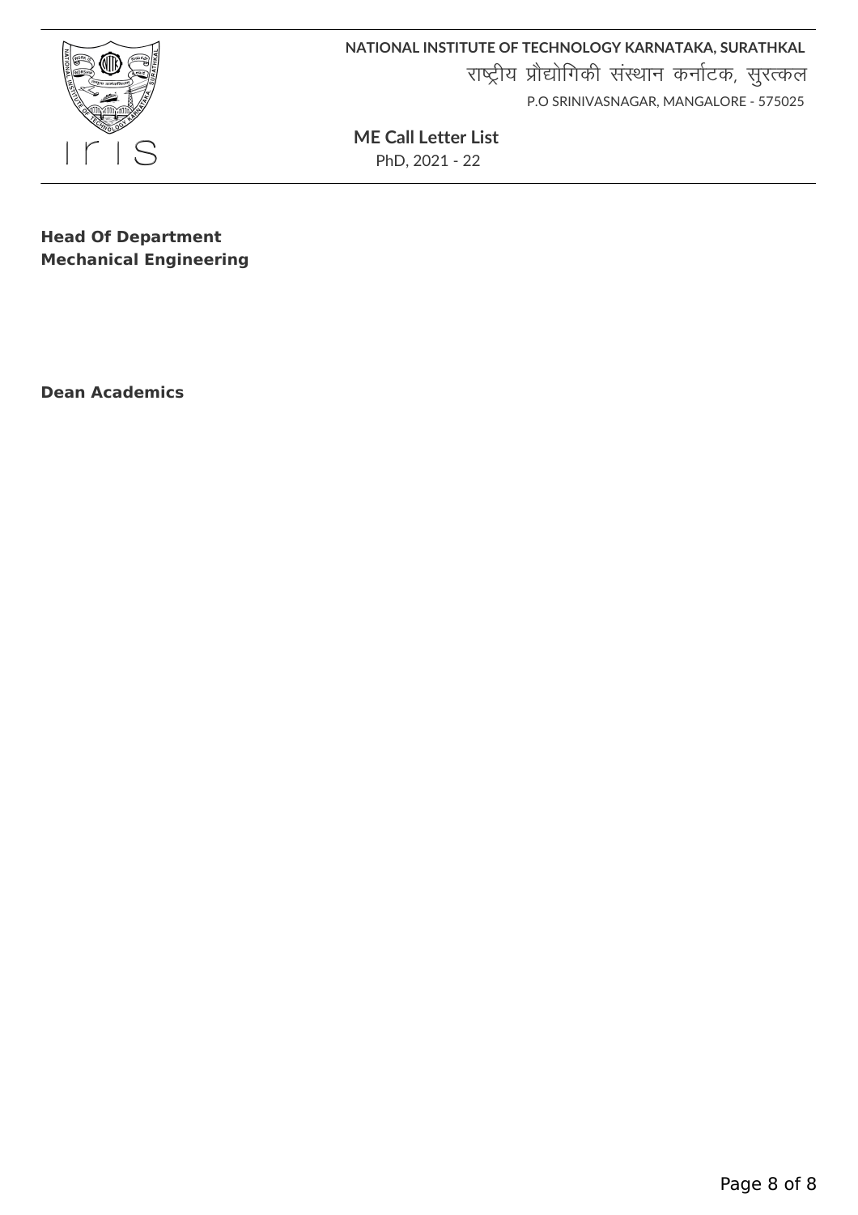**Head Of Department**
**Mechanical Engineering**

**Dean Academics**